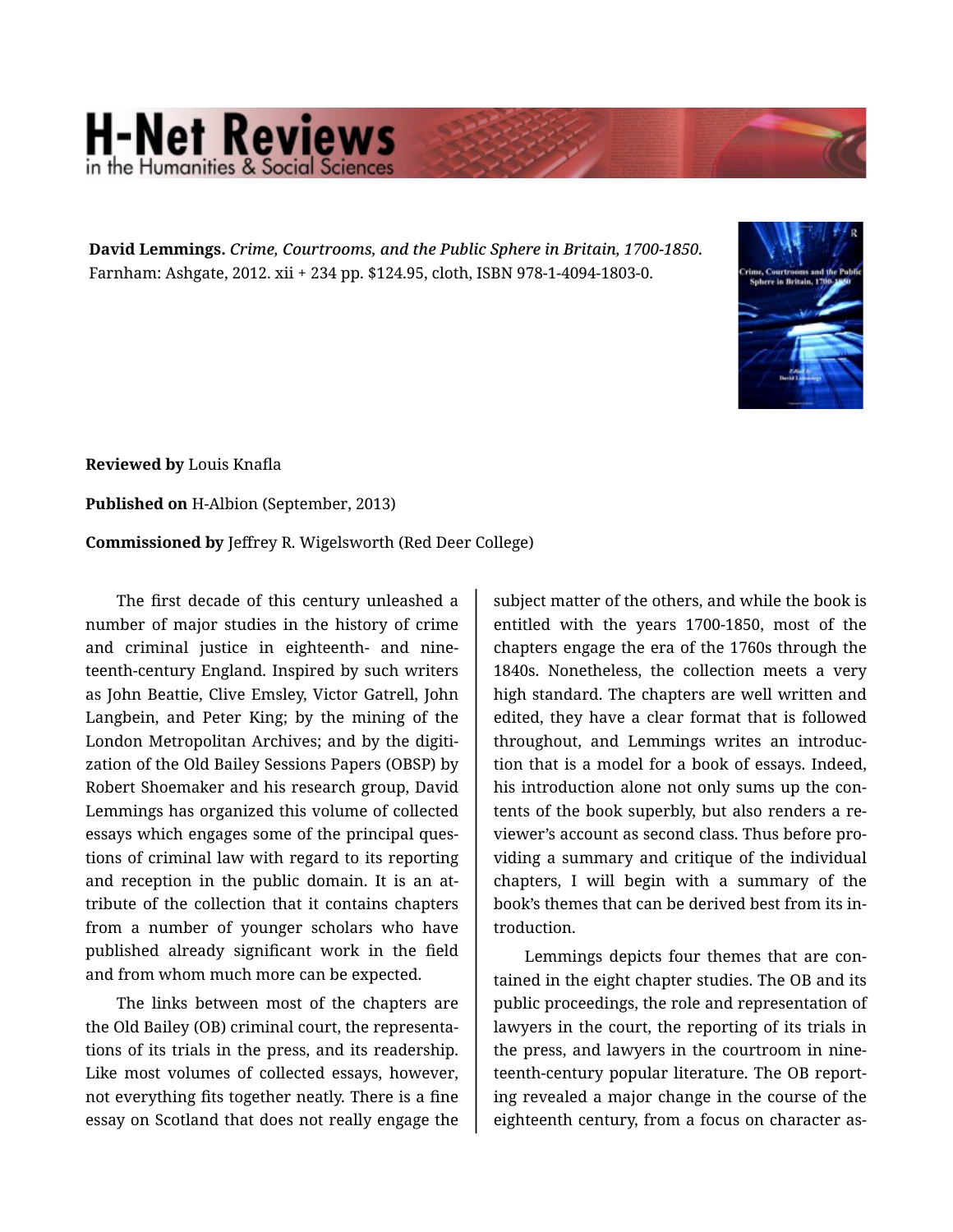David Lemmings. *Crime, Courtrooms, and the Public Sphere in Britain, 1700-1850.* Farnham: Ashgate, 2012. xii + 234 pp. $124.95, cloth, ISBN 978-1-4094-1803-0.

**Reviewed by** Louis Knafla

**Published on** H-Albion (September, 2013)

**Commissioned by** Jeffrey R. Wigelsworth (Red Deer College)

The first decade of this century unleashed a number of major studies in the history of crime and criminal justice in eighteenth- and nineteenth-century England. Inspired by such writers as John Beattie, Clive Emsley, Victor Gatrell, John Langbein, and Peter King; by the mining of the London Metropolitan Archives; and by the digitization of the Old Bailey Sessions Papers (OBSP) by Robert Shoemaker and his research group, David Lemmings has organized this volume of collected essays which engages some of the principal questions of criminal law with regard to its reporting and reception in the public domain. It is an attribute of the collection that it contains chapters from a number of younger scholars who have published already significant work in the field and from whom much more can be expected.

The links between most of the chapters are the Old Bailey (OB) criminal court, the representations of its trials in the press, and its readership. Like most volumes of collected essays, however, not everything fits together neatly. There is a fine essay on Scotland that does not really engage the subject matter of the others, and while the book is entitled with the years 1700-1850, most of the chapters engage the era of the 1760s through the 1840s. Nonetheless, the collection meets a very high standard. The chapters are well written and edited, they have a clear format that is followed throughout, and Lemmings writes an introduction that is a model for a book of essays. Indeed, his introduction alone not only sums up the contents of the book superbly, but also renders a reviewer's account as second class. Thus before providing a summary and critique of the individual chapters, I will begin with a summary of the book's themes that can be derived best from its introduction.

Lemmings depicts four themes that are contained in the eight chapter studies. The OB and its public proceedings, the role and representation of lawyers in the court, the reporting of its trials in the press, and lawyers in the courtroom in nineteenth-century popular literature. The OB reporting revealed a major change in the course of the eighteenth century, from a focus on character as-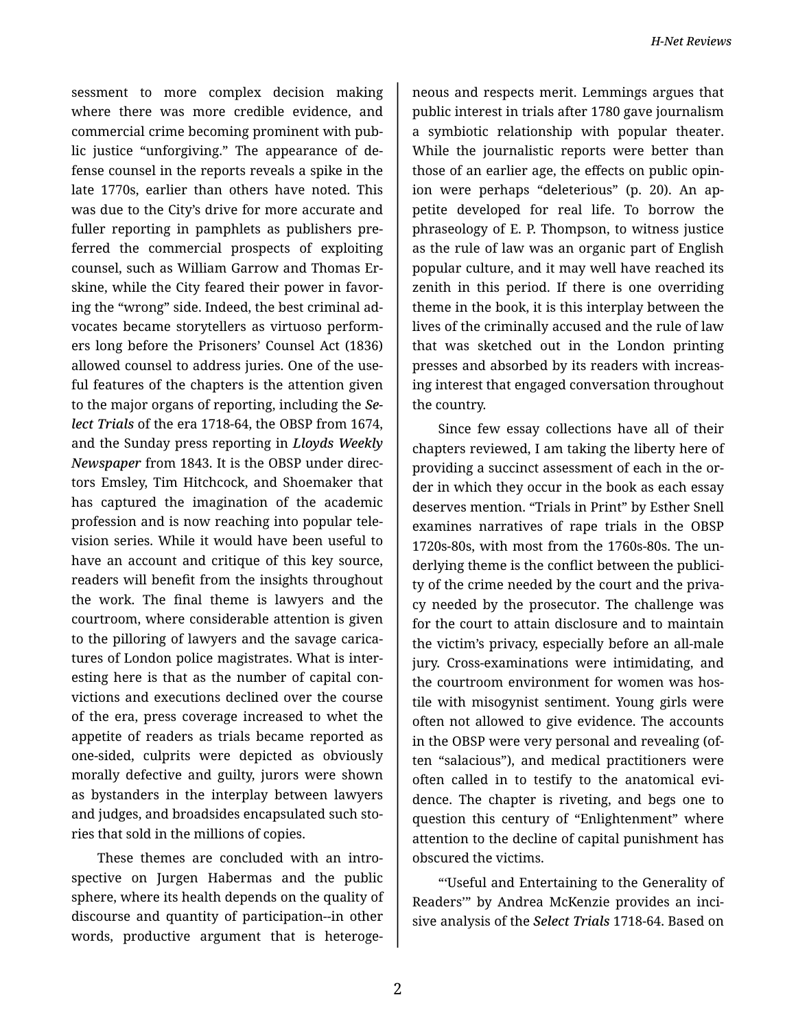sessment to more complex decision making where there was more credible evidence, and commercial crime becoming prominent with public justice "unforgiving." The appearance of defense counsel in the reports reveals a spike in the late 1770s, earlier than others have noted. This was due to the City's drive for more accurate and fuller reporting in pamphlets as publishers preferred the commercial prospects of exploiting counsel, such as William Garrow and Thomas Erskine, while the City feared their power in favoring the "wrong" side. Indeed, the best criminal advocates became storytellers as virtuoso performers long before the Prisoners' Counsel Act (1836) allowed counsel to address juries. One of the useful features of the chapters is the attention given to the major organs of reporting, including the ***Select Trials*** of the era 1718-64, the OBSP from 1674, and the Sunday press reporting in ***Lloyds Weekly Newspaper*** from 1843. It is the OBSP under directors Emsley, Tim Hitchcock, and Shoemaker that has captured the imagination of the academic profession and is now reaching into popular television series. While it would have been useful to have an account and critique of this key source, readers will benefit from the insights throughout the work. The final theme is lawyers and the courtroom, where considerable attention is given to the pilloring of lawyers and the savage caricatures of London police magistrates. What is interesting here is that as the number of capital convictions and executions declined over the course of the era, press coverage increased to whet the appetite of readers as trials became reported as one-sided, culprits were depicted as obviously morally defective and guilty, jurors were shown as bystanders in the interplay between lawyers and judges, and broadsides encapsulated such stories that sold in the millions of copies.

These themes are concluded with an introspective on Jurgen Habermas and the public sphere, where its health depends on the quality of discourse and quantity of participation--in other words, productive argument that is heterogeneous and respects merit. Lemmings argues that public interest in trials after 1780 gave journalism a symbiotic relationship with popular theater. While the journalistic reports were better than those of an earlier age, the effects on public opinion were perhaps "deleterious" (p. 20). An appetite developed for real life. To borrow the phraseology of E. P. Thompson, to witness justice as the rule of law was an organic part of English popular culture, and it may well have reached its zenith in this period. If there is one overriding theme in the book, it is this interplay between the lives of the criminally accused and the rule of law that was sketched out in the London printing presses and absorbed by its readers with increasing interest that engaged conversation throughout the country.

Since few essay collections have all of their chapters reviewed, I am taking the liberty here of providing a succinct assessment of each in the order in which they occur in the book as each essay deserves mention. "Trials in Print" by Esther Snell examines narratives of rape trials in the OBSP 1720s-80s, with most from the 1760s-80s. The underlying theme is the conflict between the publicity of the crime needed by the court and the privacy needed by the prosecutor. The challenge was for the court to attain disclosure and to maintain the victim's privacy, especially before an all-male jury. Cross-examinations were intimidating, and the courtroom environment for women was hostile with misogynist sentiment. Young girls were often not allowed to give evidence. The accounts in the OBSP were very personal and revealing (often "salacious"), and medical practitioners were often called in to testify to the anatomical evidence. The chapter is riveting, and begs one to question this century of "Enlightenment" where attention to the decline of capital punishment has obscured the victims.

"'Useful and Entertaining to the Generality of Readers'" by Andrea McKenzie provides an incisive analysis of the ***Select Trials*** 1718-64. Based on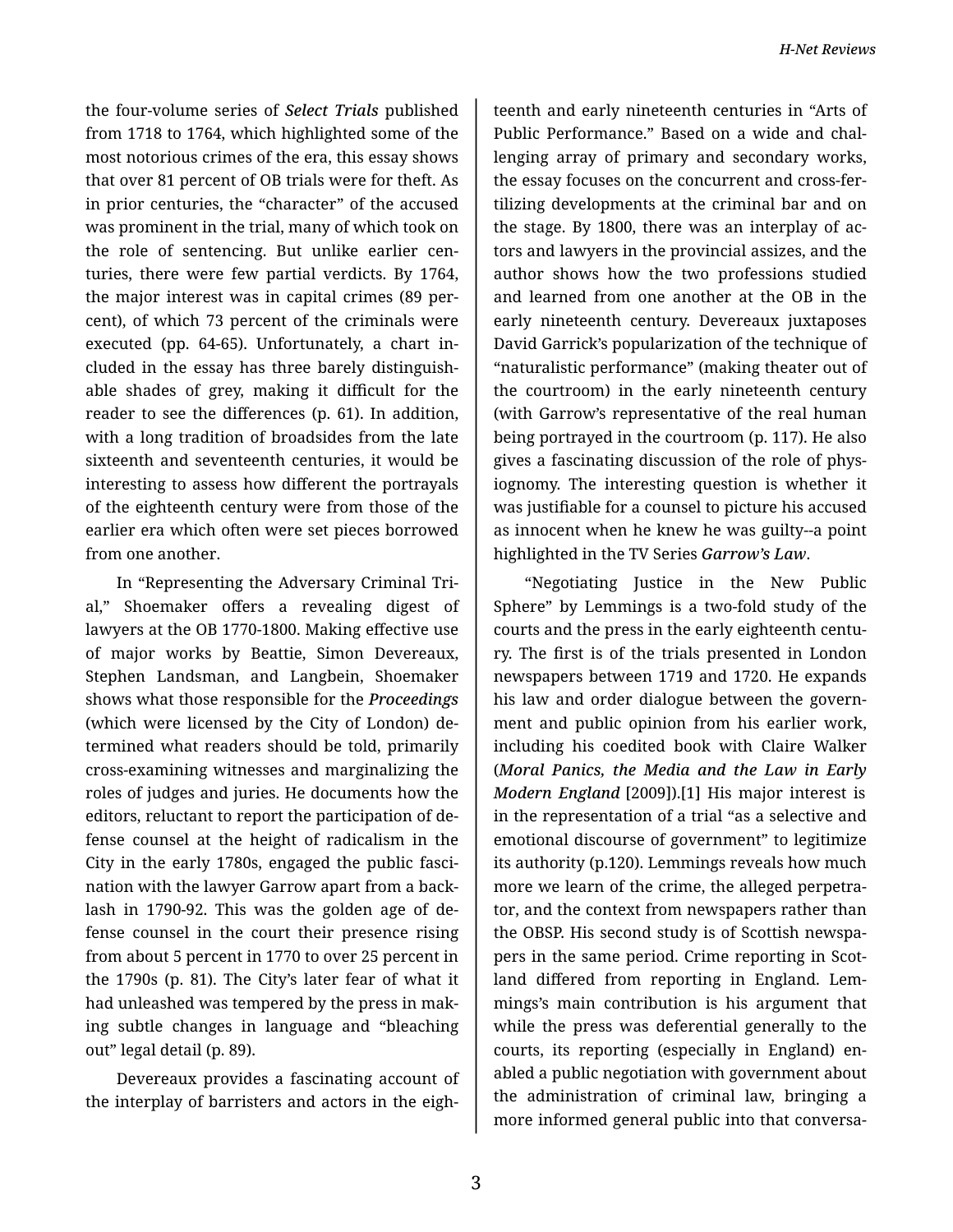the four-volume series of ***Select Trials*** published from 1718 to 1764, which highlighted some of the most notorious crimes of the era, this essay shows that over 81 percent of OB trials were for theft. As in prior centuries, the "character" of the accused was prominent in the trial, many of which took on the role of sentencing. But unlike earlier centuries, there were few partial verdicts. By 1764, the major interest was in capital crimes (89 percent), of which 73 percent of the criminals were executed (pp. 64-65). Unfortunately, a chart included in the essay has three barely distinguishable shades of grey, making it difficult for the reader to see the differences (p. 61). In addition, with a long tradition of broadsides from the late sixteenth and seventeenth centuries, it would be interesting to assess how different the portrayals of the eighteenth century were from those of the earlier era which often were set pieces borrowed from one another.

In "Representing the Adversary Criminal Trial," Shoemaker offers a revealing digest of lawyers at the OB 1770-1800. Making effective use of major works by Beattie, Simon Devereaux, Stephen Landsman, and Langbein, Shoemaker shows what those responsible for the ***Proceedings*** (which were licensed by the City of London) determined what readers should be told, primarily cross-examining witnesses and marginalizing the roles of judges and juries. He documents how the editors, reluctant to report the participation of defense counsel at the height of radicalism in the City in the early 1780s, engaged the public fascination with the lawyer Garrow apart from a backlash in 1790-92. This was the golden age of defense counsel in the court their presence rising from about 5 percent in 1770 to over 25 percent in the 1790s (p. 81). The City's later fear of what it had unleashed was tempered by the press in making subtle changes in language and "bleaching out" legal detail (p. 89).

Devereaux provides a fascinating account of the interplay of barristers and actors in the eighteenth and early nineteenth centuries in "Arts of Public Performance." Based on a wide and challenging array of primary and secondary works, the essay focuses on the concurrent and cross-fertilizing developments at the criminal bar and on the stage. By 1800, there was an interplay of actors and lawyers in the provincial assizes, and the author shows how the two professions studied and learned from one another at the OB in the early nineteenth century. Devereaux juxtaposes David Garrick's popularization of the technique of "naturalistic performance" (making theater out of the courtroom) in the early nineteenth century (with Garrow's representative of the real human being portrayed in the courtroom (p. 117). He also gives a fascinating discussion of the role of physiognomy. The interesting question is whether it was justifiable for a counsel to picture his accused as innocent when he knew he was guilty--a point highlighted in the TV Series ***Garrow's Law***.

"Negotiating Justice in the New Public Sphere" by Lemmings is a two-fold study of the courts and the press in the early eighteenth century. The first is of the trials presented in London newspapers between 1719 and 1720. He expands his law and order dialogue between the government and public opinion from his earlier work, including his coedited book with Claire Walker (***Moral Panics, the Media and the Law in Early Modern England*** [2009]).[1] His major interest is in the representation of a trial "as a selective and emotional discourse of government" to legitimize its authority (p.120). Lemmings reveals how much more we learn of the crime, the alleged perpetrator, and the context from newspapers rather than the OBSP. His second study is of Scottish newspapers in the same period. Crime reporting in Scotland differed from reporting in England. Lemmings's main contribution is his argument that while the press was deferential generally to the courts, its reporting (especially in England) enabled a public negotiation with government about the administration of criminal law, bringing a more informed general public into that conversa-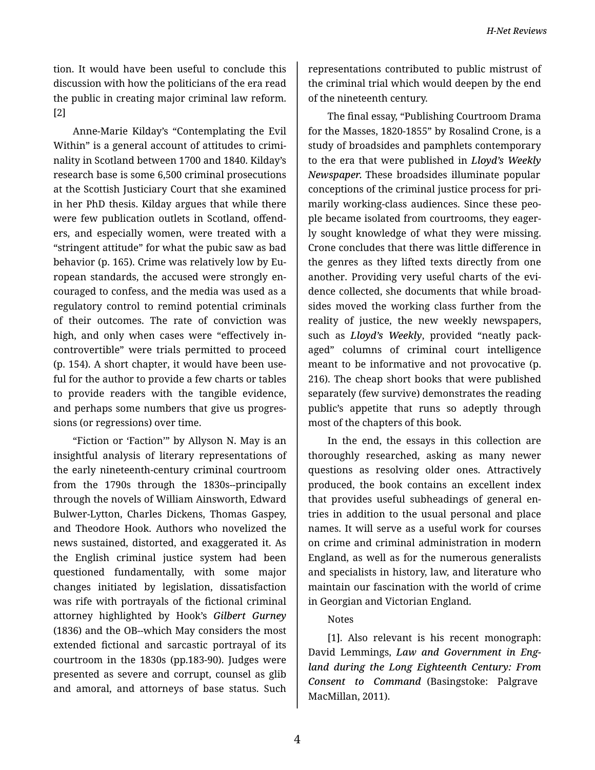tion. It would have been useful to conclude this discussion with how the politicians of the era read the public in creating major criminal law reform.[2]

Anne-Marie Kilday's "Contemplating the Evil Within" is a general account of attitudes to criminality in Scotland between 1700 and 1840. Kilday's research base is some 6,500 criminal prosecutions at the Scottish Justiciary Court that she examined in her PhD thesis. Kilday argues that while there were few publication outlets in Scotland, offenders, and especially women, were treated with a "stringent attitude" for what the pubic saw as bad behavior (p. 165). Crime was relatively low by European standards, the accused were strongly encouraged to confess, and the media was used as a regulatory control to remind potential criminals of their outcomes. The rate of conviction was high, and only when cases were "effectively incontrovertible" were trials permitted to proceed (p. 154). A short chapter, it would have been useful for the author to provide a few charts or tables to provide readers with the tangible evidence, and perhaps some numbers that give us progressions (or regressions) over time.

"Fiction or 'Faction'" by Allyson N. May is an insightful analysis of literary representations of the early nineteenth-century criminal courtroom from the 1790s through the 1830s--principally through the novels of William Ainsworth, Edward Bulwer-Lytton, Charles Dickens, Thomas Gaspey, and Theodore Hook. Authors who novelized the news sustained, distorted, and exaggerated it. As the English criminal justice system had been questioned fundamentally, with some major changes initiated by legislation, dissatisfaction was rife with portrayals of the fictional criminal attorney highlighted by Hook's ***Gilbert Gurney*** (1836) and the OB--which May considers the most extended fictional and sarcastic portrayal of its courtroom in the 1830s (pp.183-90). Judges were presented as severe and corrupt, counsel as glib and amoral, and attorneys of base status. Such representations contributed to public mistrust of the criminal trial which would deepen by the end of the nineteenth century.

The final essay, "Publishing Courtroom Drama for the Masses, 1820-1855" by Rosalind Crone, is a study of broadsides and pamphlets contemporary to the era that were published in ***Lloyd's Weekly Newspaper***. These broadsides illuminate popular conceptions of the criminal justice process for primarily working-class audiences. Since these people became isolated from courtrooms, they eagerly sought knowledge of what they were missing. Crone concludes that there was little difference in the genres as they lifted texts directly from one another. Providing very useful charts of the evidence collected, she documents that while broadsides moved the working class further from the reality of justice, the new weekly newspapers, such as ***Lloyd's Weekly***, provided "neatly packaged" columns of criminal court intelligence meant to be informative and not provocative (p. 216). The cheap short books that were published separately (few survive) demonstrates the reading public's appetite that runs so adeptly through most of the chapters of this book.

In the end, the essays in this collection are thoroughly researched, asking as many newer questions as resolving older ones. Attractively produced, the book contains an excellent index that provides useful subheadings of general entries in addition to the usual personal and place names. It will serve as a useful work for courses on crime and criminal administration in modern England, as well as for the numerous generalists and specialists in history, law, and literature who maintain our fascination with the world of crime in Georgian and Victorian England.

Notes

[1]. Also relevant is his recent monograph: David Lemmings, ***Law and Government in England during the Long Eighteenth Century: From Consent to Command*** (Basingstoke: Palgrave MacMillan, 2011).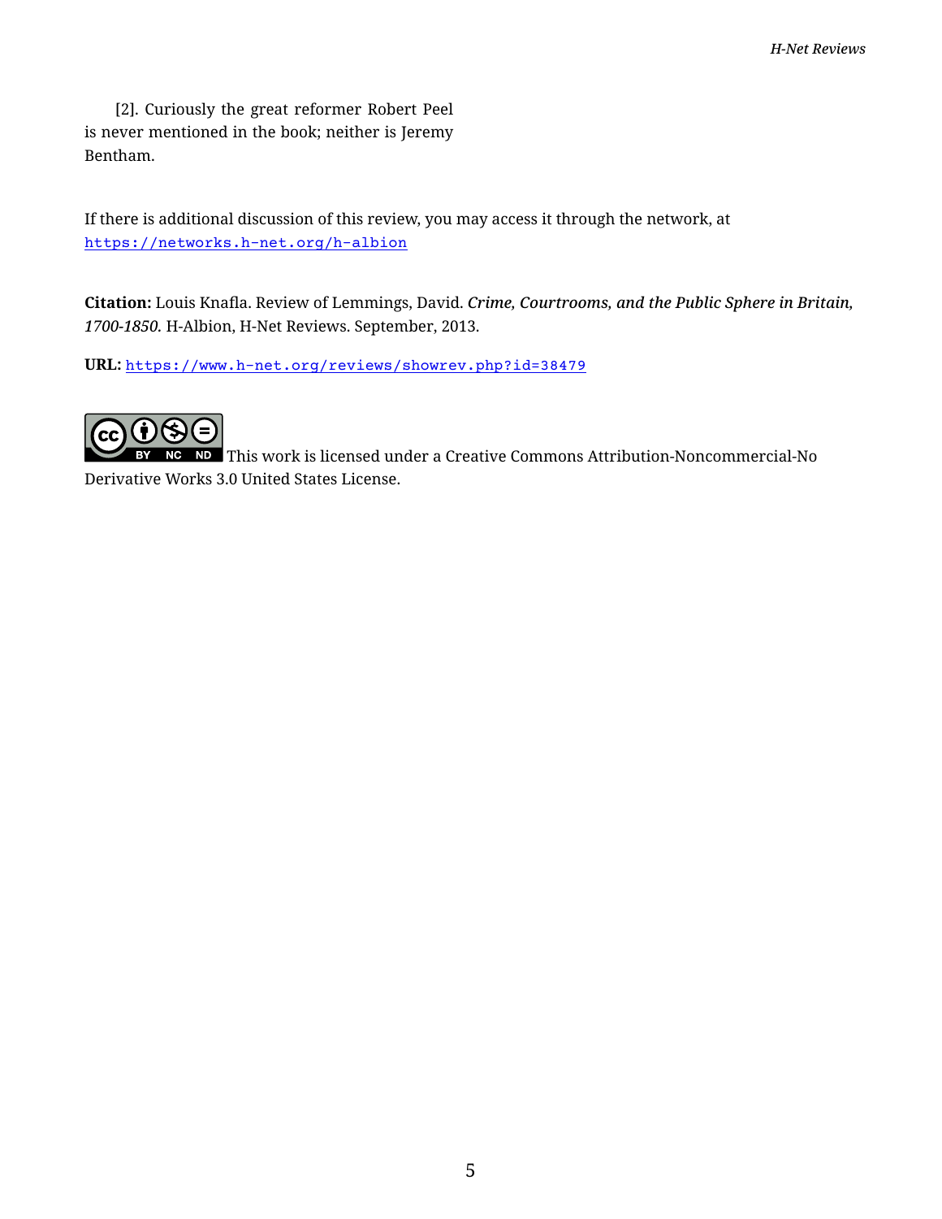[2]. Curiously the great reformer Robert Peel is never mentioned in the book; neither is Jeremy Bentham.

If there is additional discussion of this review, you may access it through the network, at https://networks.h-net.org/h-albion

**Citation:** Louis Knafla. Review of Lemmings, David. ***Crime, Courtrooms, and the Public Sphere in Britain, 1700-1850.*** H-Albion, H-Net Reviews. September, 2013.

**URL:** https://www.h-net.org/reviews/showrev.php?id=38479

This work is licensed under a Creative Commons Attribution-Noncommercial-No Derivative Works 3.0 United States License.